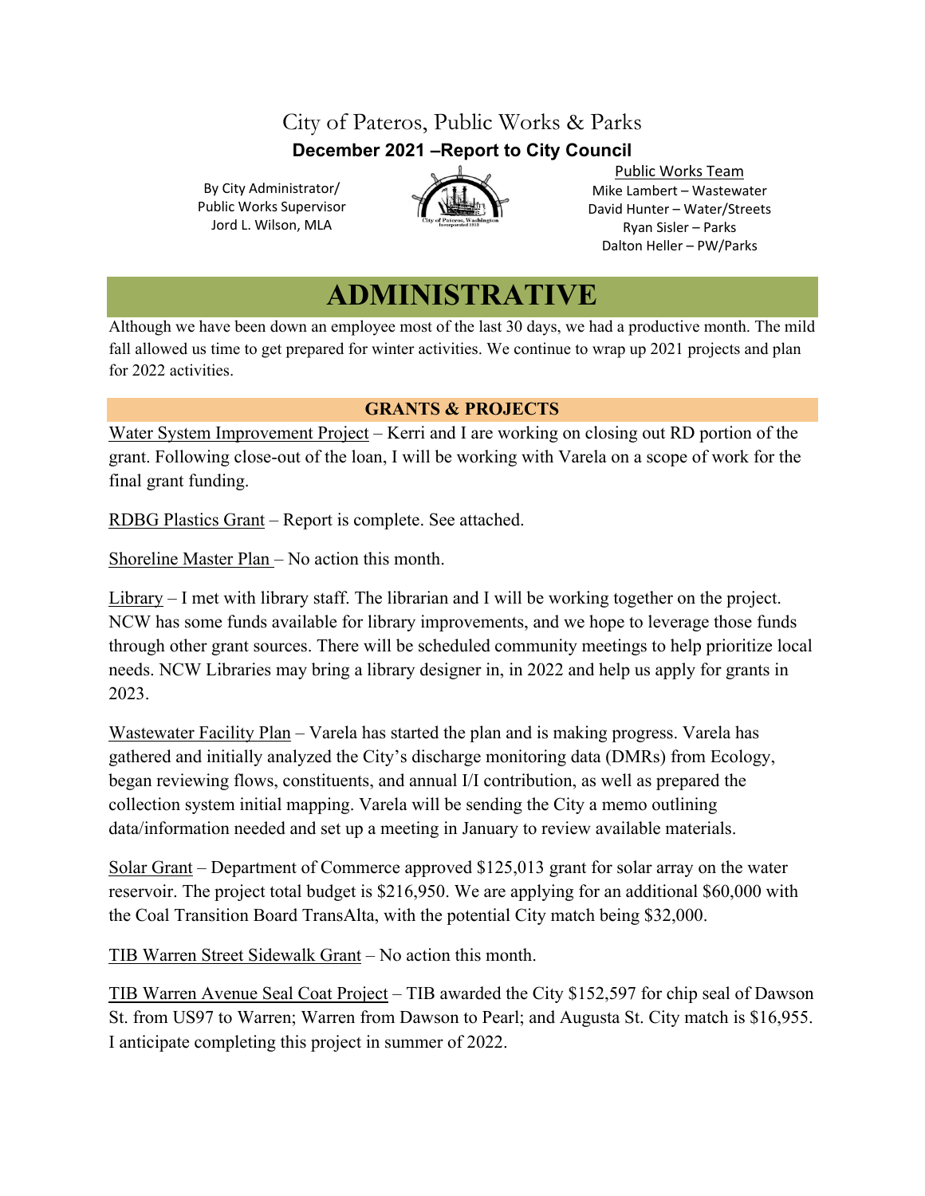# City of Pateros, Public Works & Parks

**December 2021 –Report to City Council**

By City Administrator/
Public Works Supervisor
Jord L. Wilson, MLA

Public Works Team
Mike Lambert – Wastewater
David Hunter – Water/Streets
Ryan Sisler – Parks
Dalton Heller – PW/Parks

## ADMINISTRATIVE

Although we have been down an employee most of the last 30 days, we had a productive month. The mild fall allowed us time to get prepared for winter activities. We continue to wrap up 2021 projects and plan for 2022 activities.

### GRANTS & PROJECTS

Water System Improvement Project – Kerri and I are working on closing out RD portion of the grant. Following close-out of the loan, I will be working with Varela on a scope of work for the final grant funding.

RDBG Plastics Grant – Report is complete. See attached.

Shoreline Master Plan – No action this month.

Library – I met with library staff. The librarian and I will be working together on the project. NCW has some funds available for library improvements, and we hope to leverage those funds through other grant sources. There will be scheduled community meetings to help prioritize local needs. NCW Libraries may bring a library designer in, in 2022 and help us apply for grants in 2023.

Wastewater Facility Plan – Varela has started the plan and is making progress. Varela has gathered and initially analyzed the City's discharge monitoring data (DMRs) from Ecology, began reviewing flows, constituents, and annual I/I contribution, as well as prepared the collection system initial mapping. Varela will be sending the City a memo outlining data/information needed and set up a meeting in January to review available materials.

Solar Grant – Department of Commerce approved $125,013 grant for solar array on the water reservoir. The project total budget is $216,950. We are applying for an additional $60,000 with the Coal Transition Board TransAlta, with the potential City match being $32,000.

TIB Warren Street Sidewalk Grant – No action this month.

TIB Warren Avenue Seal Coat Project – TIB awarded the City $152,597 for chip seal of Dawson St. from US97 to Warren; Warren from Dawson to Pearl; and Augusta St. City match is $16,955. I anticipate completing this project in summer of 2022.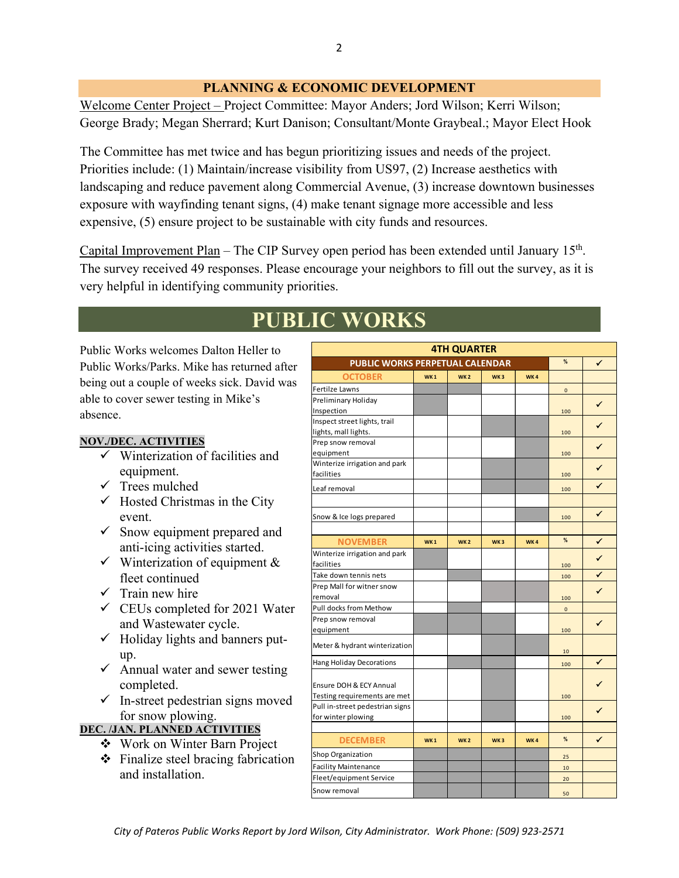## PLANNING & ECONOMIC DEVELOPMENT

Welcome Center Project – Project Committee: Mayor Anders; Jord Wilson; Kerri Wilson; George Brady; Megan Sherrard; Kurt Danison; Consultant/Monte Graybeal.; Mayor Elect Hook

The Committee has met twice and has begun prioritizing issues and needs of the project. Priorities include: (1) Maintain/increase visibility from US97, (2) Increase aesthetics with landscaping and reduce pavement along Commercial Avenue, (3) increase downtown businesses exposure with wayfinding tenant signs, (4) make tenant signage more accessible and less expensive, (5) ensure project to be sustainable with city funds and resources.

Capital Improvement Plan – The CIP Survey open period has been extended until January 15th. The survey received 49 responses. Please encourage your neighbors to fill out the survey, as it is very helpful in identifying community priorities.

# PUBLIC WORKS

Public Works welcomes Dalton Heller to Public Works/Parks. Mike has returned after being out a couple of weeks sick. David was able to cover sewer testing in Mike's absence.

**NOV./DEC. ACTIVITIES**

- ✓ Winterization of facilities and equipment.
- ✓ Trees mulched
- ✓ Hosted Christmas in the City event.
- ✓ Snow equipment prepared and anti-icing activities started.
- ✓ Winterization of equipment & fleet continued
- ✓ Train new hire
- ✓ CEUs completed for 2021 Water and Wastewater cycle.
- ✓ Holiday lights and banners put-up.
- ✓ Annual water and sewer testing completed.
- ✓ In-street pedestrian signs moved for snow plowing.

**DEC. /JAN. PLANNED ACTIVITIES**

- ❖ Work on Winter Barn Project
- ❖ Finalize steel bracing fabrication and installation.

| 4TH QUARTER | | | | | | |
|---|---|---|---|---|---|---|
| **PUBLIC WORKS PERPETUAL CALENDAR** | | | | | % | ✓ |
| **OCTOBER** | WK 1 | WK 2 | WK 3 | WK 4 | | |
| Fertilze Lawns | | | | | 0 | |
| Preliminary Holiday Inspection | | | | | 100 | ✓ |
| Inspect street lights, trail lights, mall lights. | | | | | 100 | ✓ |
| Prep snow removal equipment | | | | | 100 | ✓ |
| Winterize irrigation and park facilities | | | | | 100 | ✓ |
| Leaf removal | | | | | 100 | ✓ |
| | | | | | | |
| Snow & Ice logs prepared | | | | | 100 | ✓ |
| | | | | | | |
| **NOVEMBER** | WK 1 | WK 2 | WK 3 | WK 4 | % | ✓ |
| Winterize irrigation and park facilities | | | | | 100 | ✓ |
| Take down tennis nets | | | | | 100 | ✓ |
| Prep Mall for witner snow removal | | | | | 100 | ✓ |
| Pull docks from Methow | | | | | 0 | |
| Prep snow removal equipment | | | | | 100 | ✓ |
| Meter & hydrant winterization | | | | | 10 | |
| Hang Holiday Decorations | | | | | 100 | ✓ |
| Ensure DOH & ECY Annual Testing requirements are met | | | | | 100 | ✓ |
| Pull in-street pedestrian signs for winter plowing | | | | | 100 | ✓ |
| | | | | | | |
| **DECEMBER** | WK 1 | WK 2 | WK 3 | WK 4 | % | ✓ |
| Shop Organization | | | | | 25 | |
| Facility Maintenance | | | | | 10 | |
| Fleet/equipment Service | | | | | 20 | |
| Snow removal | | | | | 50 | |

*City of Pateros Public Works Report by Jord Wilson, City Administrator. Work Phone: (509) 923-2571*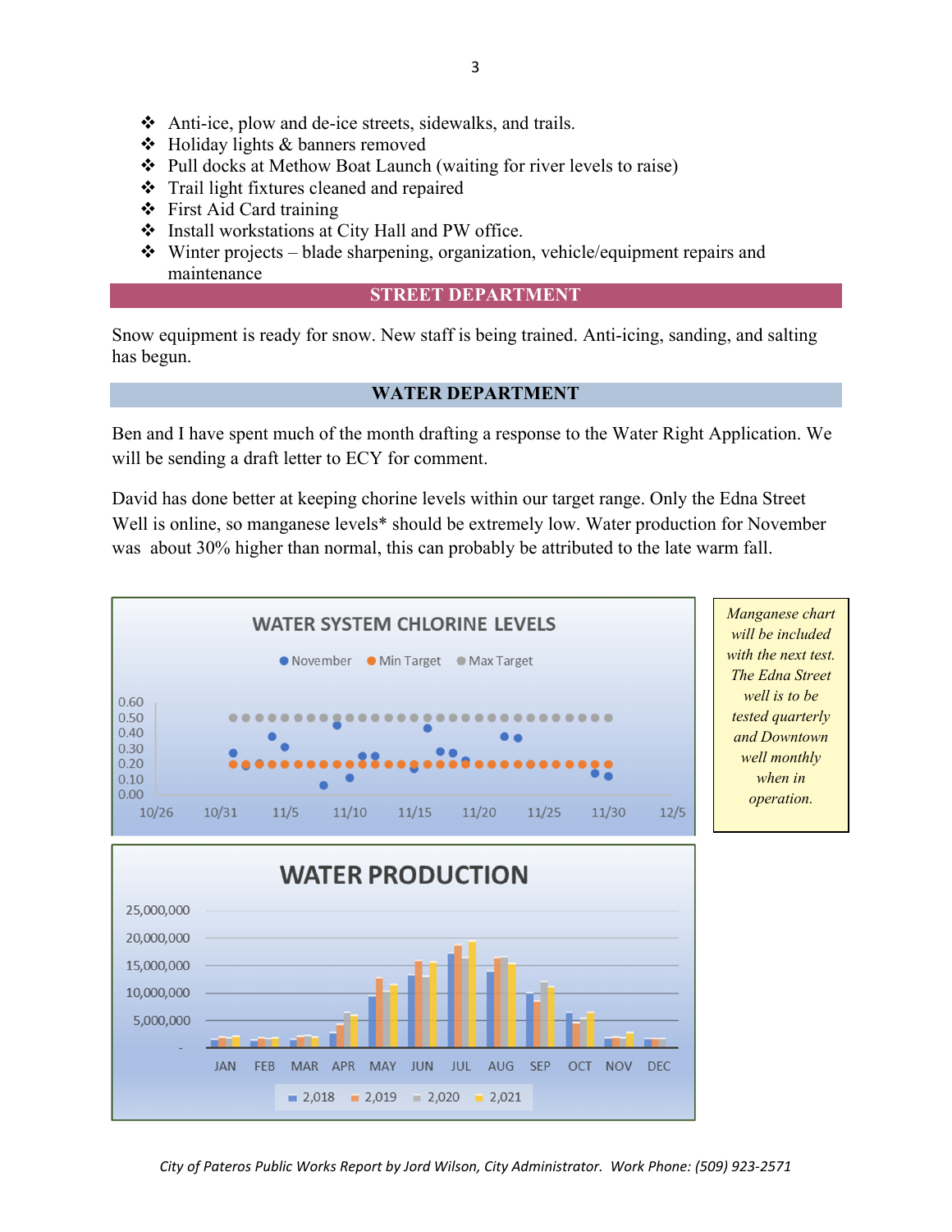- Anti-ice, plow and de-ice streets, sidewalks, and trails.
- Holiday lights & banners removed
- Pull docks at Methow Boat Launch (waiting for river levels to raise)
- Trail light fixtures cleaned and repaired
- First Aid Card training
- Install workstations at City Hall and PW office.
- Winter projects – blade sharpening, organization, vehicle/equipment repairs and maintenance

## STREET DEPARTMENT

Snow equipment is ready for snow. New staff is being trained. Anti-icing, sanding, and salting has begun.

## WATER DEPARTMENT

Ben and I have spent much of the month drafting a response to the Water Right Application. We will be sending a draft letter to ECY for comment.

David has done better at keeping chorine levels within our target range. Only the Edna Street Well is online, so manganese levels* should be extremely low. Water production for November was about 30% higher than normal, this can probably be attributed to the late warm fall.

WATER SYSTEM CHLORINE LEVELS

*Manganese chart will be included with the next test. The Edna Street well is to be tested quarterly and Downtown well monthly when in operation.*

WATER PRODUCTION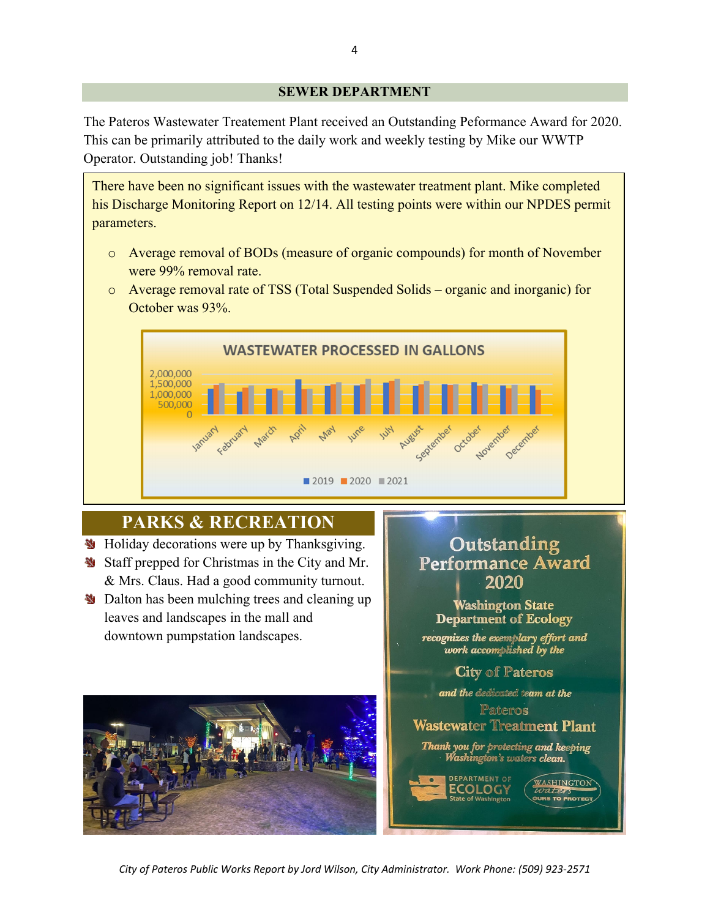## SEWER DEPARTMENT

The Pateros Wastewater Treatement Plant received an Outstanding Peformance Award for 2020. This can be primarily attributed to the daily work and weekly testing by Mike our WWTP Operator. Outstanding job! Thanks!

There have been no significant issues with the wastewater treatment plant. Mike completed his Discharge Monitoring Report on 12/14. All testing points were within our NPDES permit parameters.

- Average removal of BODs (measure of organic compounds) for month of November were 99% removal rate.
- Average removal rate of TSS (Total Suspended Solids – organic and inorganic) for October was 93%.

WASTEWATER PROCESSED IN GALLONS

2,000,000
1,500,000
1,000,000
500,000
0

January February March April May June July August September October November December

2019 2020 2021

## PARKS & RECREATION

- Holiday decorations were up by Thanksgiving.
- Staff prepped for Christmas in the City and Mr. & Mrs. Claus. Had a good community turnout.
- Dalton has been mulching trees and cleaning up leaves and landscapes in the mall and downtown pumpstation landscapes.

Outstanding Performance Award 2020

Washington State Department of Ecology

*recognizes the exemplary effort and work accomplished by the*

City of Pateros

*and the dedicated team at the*

Pateros Wastewater Treatment Plant

*Thank you for protecting and keeping Washington's waters clean.*

DEPARTMENT OF ECOLOGY State of Washington

WASHINGTON waters OURS TO PROTECT

*City of Pateros Public Works Report by Jord Wilson, City Administrator. Work Phone: (509) 923-2571*